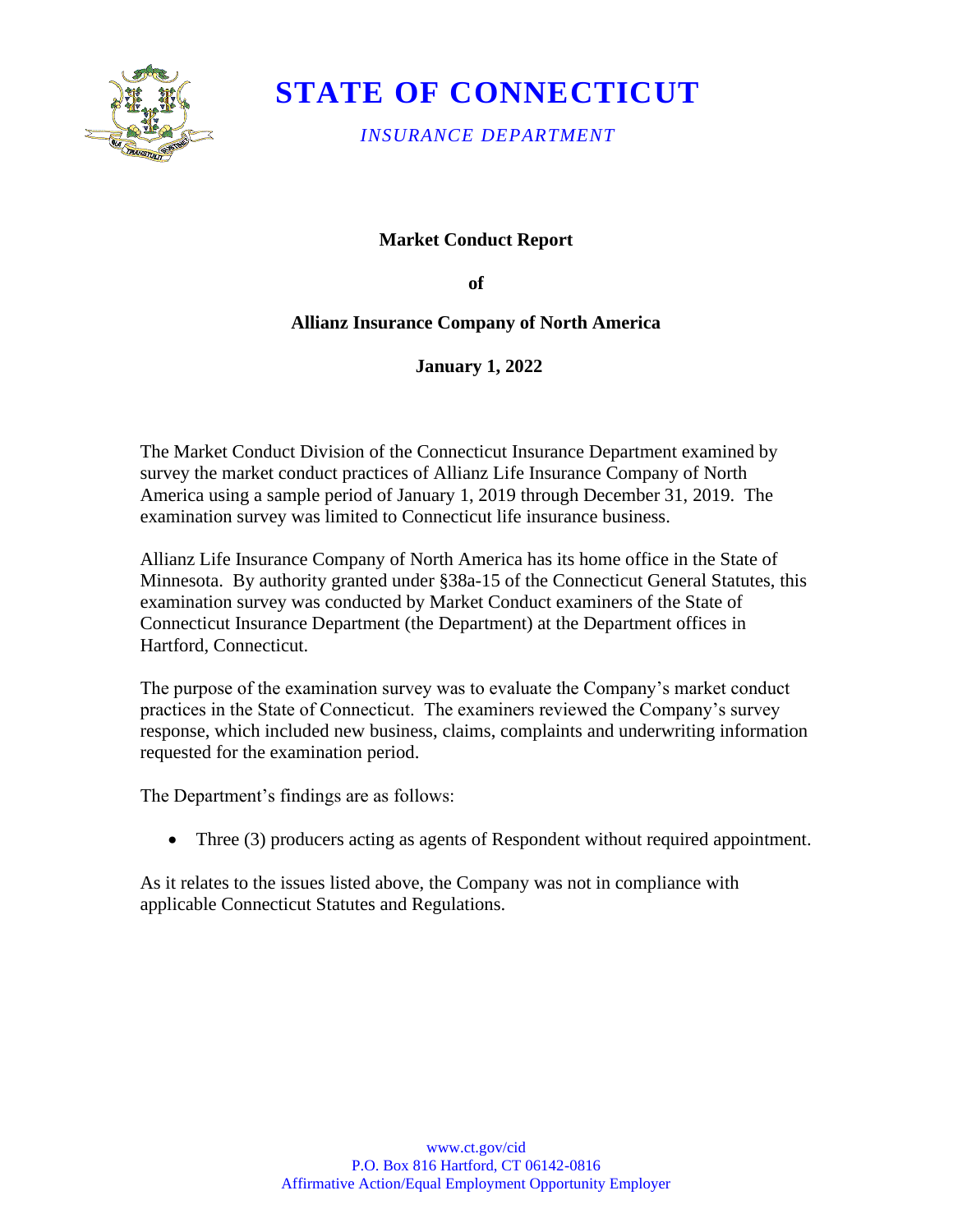# STATE OF CONNECTICUT

*INSURANCE DEPARTMENT*

**Market Conduct Report**

**of**

**Allianz Insurance Company of North America**

**January 1, 2022**

The Market Conduct Division of the Connecticut Insurance Department examined by survey the market conduct practices of Allianz Life Insurance Company of North America using a sample period of January 1, 2019 through December 31, 2019. The examination survey was limited to Connecticut life insurance business.

Allianz Life Insurance Company of North America has its home office in the State of Minnesota. By authority granted under §38a-15 of the Connecticut General Statutes, this examination survey was conducted by Market Conduct examiners of the State of Connecticut Insurance Department (the Department) at the Department offices in Hartford, Connecticut.

The purpose of the examination survey was to evaluate the Company's market conduct practices in the State of Connecticut. The examiners reviewed the Company's survey response, which included new business, claims, complaints and underwriting information requested for the examination period.

The Department's findings are as follows:

- Three (3) producers acting as agents of Respondent without required appointment.

As it relates to the issues listed above, the Company was not in compliance with applicable Connecticut Statutes and Regulations.

www.ct.gov/cid
P.O. Box 816 Hartford, CT 06142-0816
Affirmative Action/Equal Employment Opportunity Employer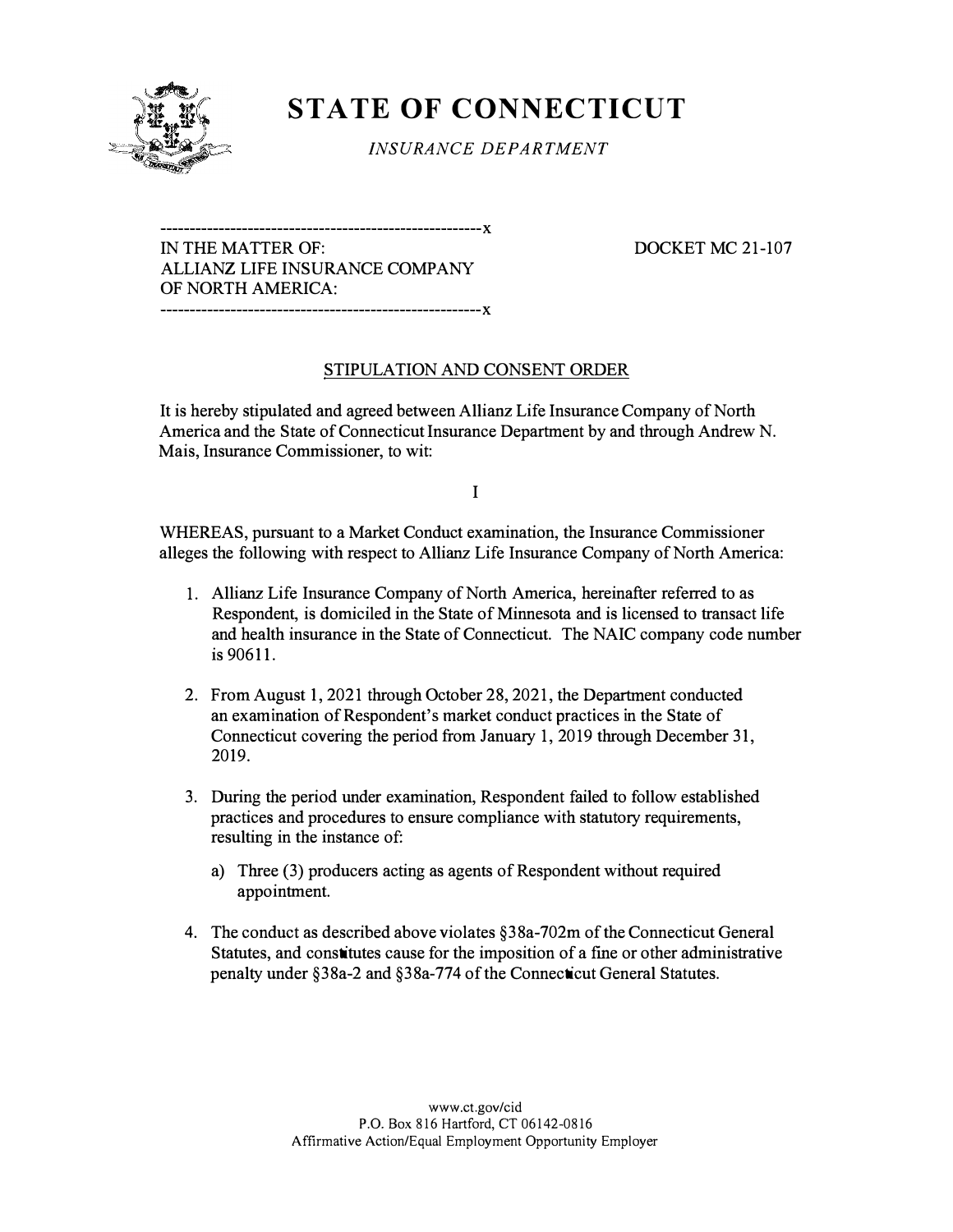# STATE OF CONNECTICUT

*INSURANCE DEPARTMENT*

---------------------------------------------------------x
IN THE MATTER OF:
ALLIANZ LIFE INSURANCE COMPANY
OF NORTH AMERICA:
---------------------------------------------------------x

DOCKET MC 21-107

## STIPULATION AND CONSENT ORDER

It is hereby stipulated and agreed between Allianz Life Insurance Company of North America and the State of Connecticut Insurance Department by and through Andrew N. Mais, Insurance Commissioner, to wit:

I

WHEREAS, pursuant to a Market Conduct examination, the Insurance Commissioner alleges the following with respect to Allianz Life Insurance Company of North America:

1. Allianz Life Insurance Company of North America, hereinafter referred to as Respondent, is domiciled in the State of Minnesota and is licensed to transact life and health insurance in the State of Connecticut. The NAIC company code number is 90611.

2. From August 1, 2021 through October 28, 2021, the Department conducted an examination of Respondent's market conduct practices in the State of Connecticut covering the period from January 1, 2019 through December 31, 2019.

3. During the period under examination, Respondent failed to follow established practices and procedures to ensure compliance with statutory requirements, resulting in the instance of:

   a) Three (3) producers acting as agents of Respondent without required appointment.

4. The conduct as described above violates §38a-702m of the Connecticut General Statutes, and constitutes cause for the imposition of a fine or other administrative penalty under §38a-2 and §38a-774 of the Connecticut General Statutes.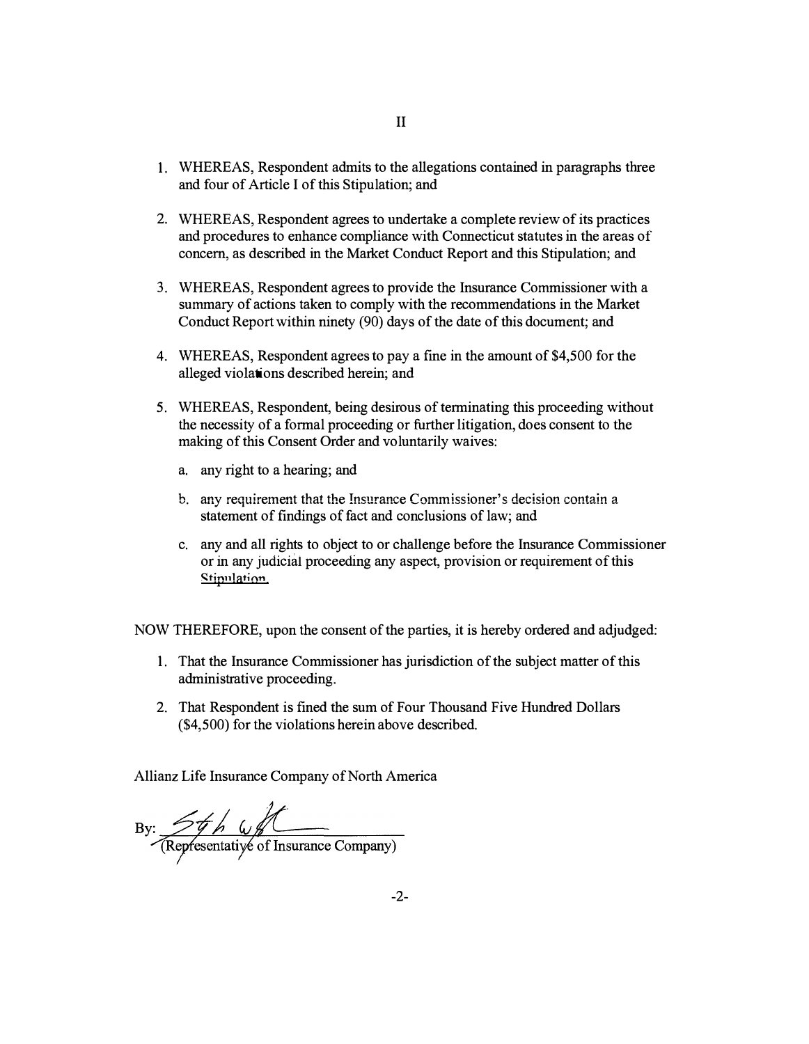# II

1. WHEREAS, Respondent admits to the allegations contained in paragraphs three and four of Article I of this Stipulation; and

2. WHEREAS, Respondent agrees to undertake a complete review of its practices and procedures to enhance compliance with Connecticut statutes in the areas of concern, as described in the Market Conduct Report and this Stipulation; and

3. WHEREAS, Respondent agrees to provide the Insurance Commissioner with a summary of actions taken to comply with the recommendations in the Market Conduct Report within ninety (90) days of the date of this document; and

4. WHEREAS, Respondent agrees to pay a fine in the amount of $4,500 for the alleged violations described herein; and

5. WHEREAS, Respondent, being desirous of terminating this proceeding without the necessity of a formal proceeding or further litigation, does consent to the making of this Consent Order and voluntarily waives:

   a. any right to a hearing; and

   b. any requirement that the Insurance Commissioner's decision contain a statement of findings of fact and conclusions of law; and

   c. any and all rights to object to or challenge before the Insurance Commissioner or in any judicial proceeding any aspect, provision or requirement of this Stipulation.

NOW THEREFORE, upon the consent of the parties, it is hereby ordered and adjudged:

1. That the Insurance Commissioner has jurisdiction of the subject matter of this administrative proceeding.

2. That Respondent is fined the sum of Four Thousand Five Hundred Dollars ($4,500) for the violations herein above described.

Allianz Life Insurance Company of North America

By: ______________________
(Representative of Insurance Company)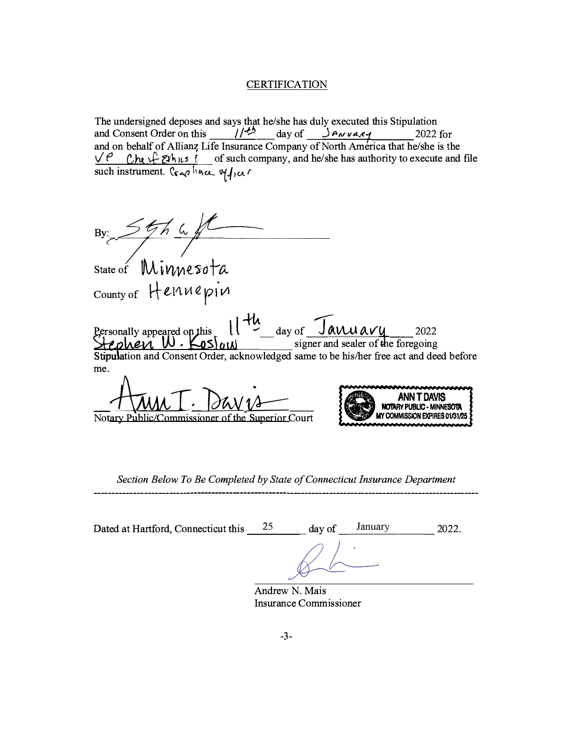# CERTIFICATION

The undersigned deposes and says that he/she has duly executed this Stipulation and Consent Order on this 11th day of January 2022 for and on behalf of Allianz Life Insurance Company of North America that he/she is the VP Chief Ethics & Compliance Officer of such company, and he/she has authority to execute and file such instrument.

By: ______________________________

State of Minnesota

County of Hennepin

Personally appeared on this 11th day of January 2022 Stephen W. Koslow signer and sealer of the foregoing Stipulation and Consent Order, acknowledged same to be his/her free act and deed before me.

Ann T. Davis
Notary Public/Commissioner of the Superior Court

ANN T DAVIS
NOTARY PUBLIC - MINNESOTA
MY COMMISSION EXPIRES 01/31/25

*Section Below To Be Completed by State of Connecticut Insurance Department*

---

Dated at Hartford, Connecticut this 25 day of January 2022.

______________________________
Andrew N. Mais
Insurance Commissioner